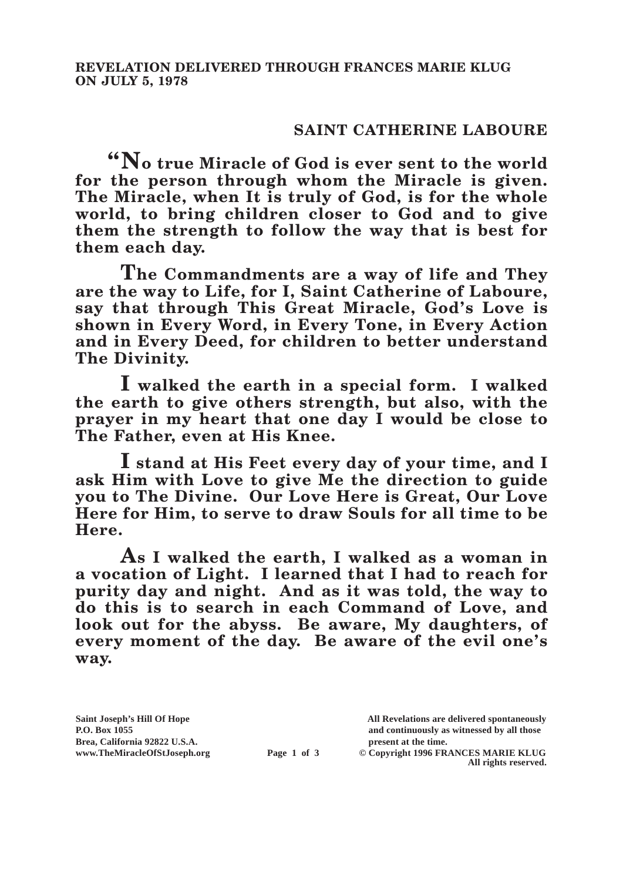**REVELATION DELIVERED THROUGH FRANCES MARIE KLUG ON JULY 5, 1978**

## SAINT CATHERINE LABOURE

**"No true Miracle of God is ever sent to the world for the person through whom the Miracle is given. The Miracle, when It is truly of God, is for the whole world, to bring children closer to God and to give them the strength to follow the way that is best for them each day.**

**The Commandments are a way of life and They are the way to Life, for I, Saint Catherine of Laboure, say that through This Great Miracle, God's Love is shown in Every Word, in Every Tone, in Every Action and in Every Deed, for children to better understand The Divinity.**

**I walked the earth in a special form. I walked the earth to give others strength, but also, with the prayer in my heart that one day I would be close to The Father, even at His Knee.**

**I stand at His Feet every day of your time, and I ask Him with Love to give Me the direction to guide you to The Divine. Our Love Here is Great, Our Love Here for Him, to serve to draw Souls for all time to be Here.**

**As I walked the earth, I walked as a woman in a vocation of Light. I learned that I had to reach for purity day and night. And as it was told, the way to do this is to search in each Command of Love, and look out for the abyss. Be aware, My daughters, of every moment of the day. Be aware of the evil one's way.**

Saint Joseph's Hill Of Hope
P.O. Box 1055
Brea, California 92822 U.S.A.
www.TheMiracleOfStJoseph.org

All Revelations are delivered spontaneously and continuously as witnessed by all those present at the time.
© Copyright 1996 FRANCES MARIE KLUG
All rights reserved.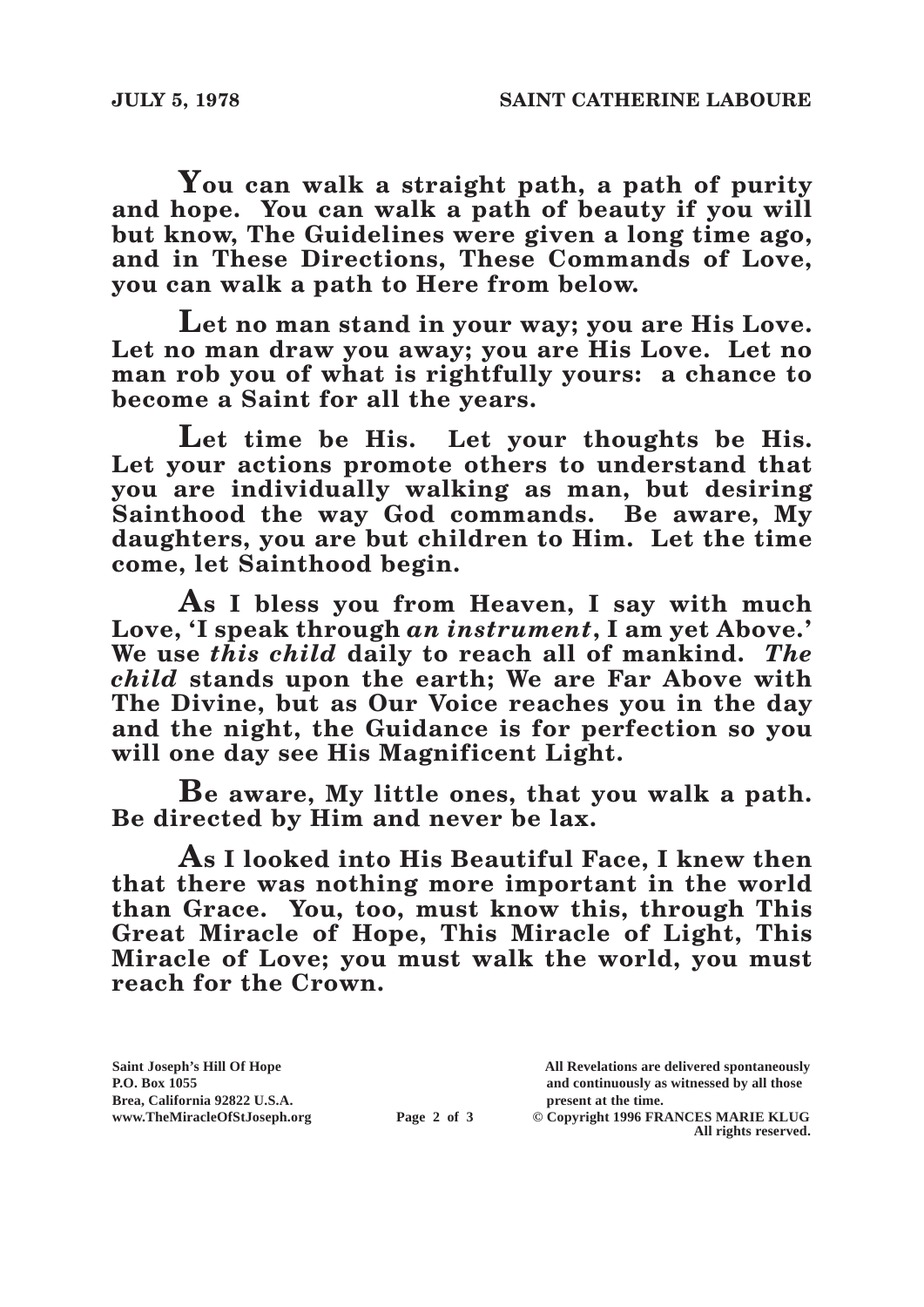**You can walk a straight path, a path of purity and hope. You can walk a path of beauty if you will but know, The Guidelines were given a long time ago, and in These Directions, These Commands of Love, you can walk a path to Here from below.**

**Let no man stand in your way; you are His Love. Let no man draw you away; you are His Love. Let no man rob you of what is rightfully yours: a chance to become a Saint for all the years.**

**Let time be His. Let your thoughts be His. Let your actions promote others to understand that you are individually walking as man, but desiring Sainthood the way God commands. Be aware, My daughters, you are but children to Him. Let the time come, let Sainthood begin.**

**As I bless you from Heaven, I say with much Love, 'I speak through *an instrument*, I am yet Above.' We use *this child* daily to reach all of mankind. *The child* stands upon the earth; We are Far Above with The Divine, but as Our Voice reaches you in the day and the night, the Guidance is for perfection so you will one day see His Magnificent Light.**

**Be aware, My little ones, that you walk a path. Be directed by Him and never be lax.**

**As I looked into His Beautiful Face, I knew then that there was nothing more important in the world than Grace. You, too, must know this, through This Great Miracle of Hope, This Miracle of Light, This Miracle of Love; you must walk the world, you must reach for the Crown.**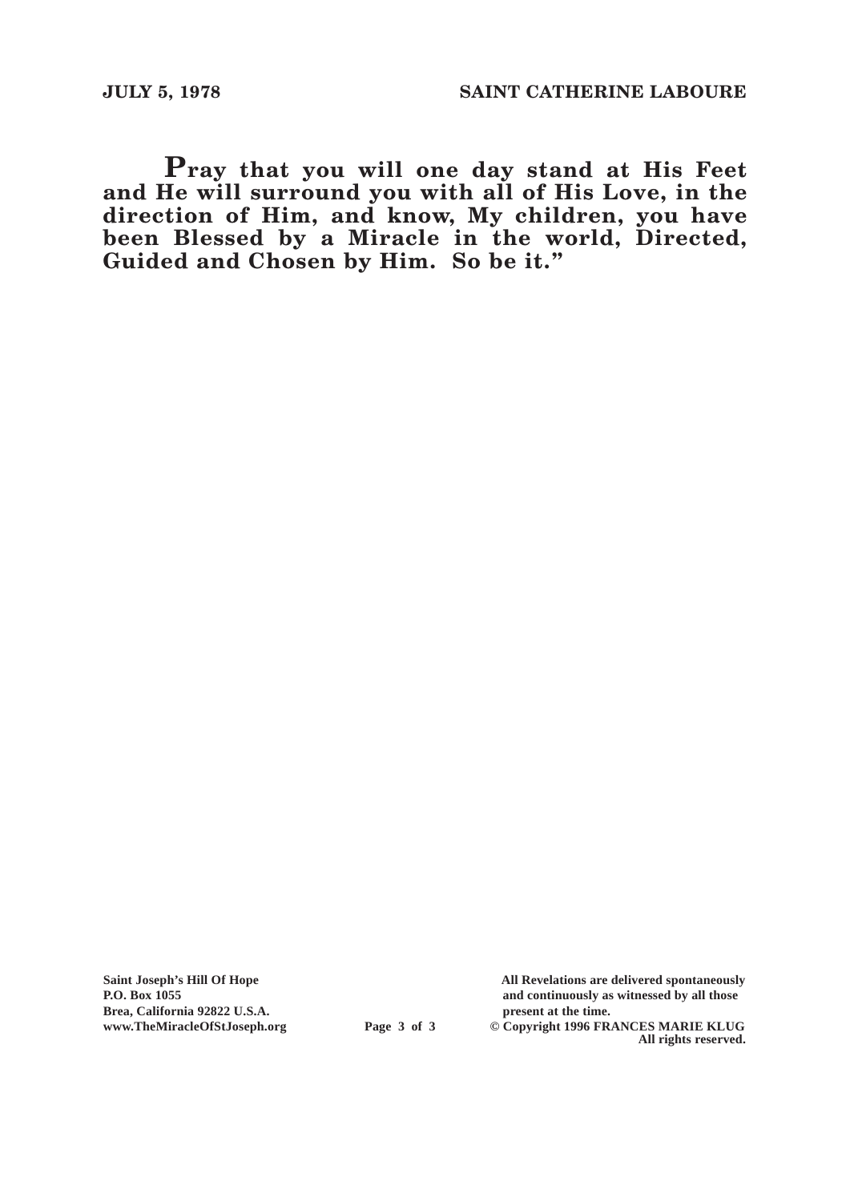**Pray that you will one day stand at His Feet and He will surround you with all of His Love, in the direction of Him, and know, My children, you have been Blessed by a Miracle in the world, Directed, Guided and Chosen by Him. So be it."**